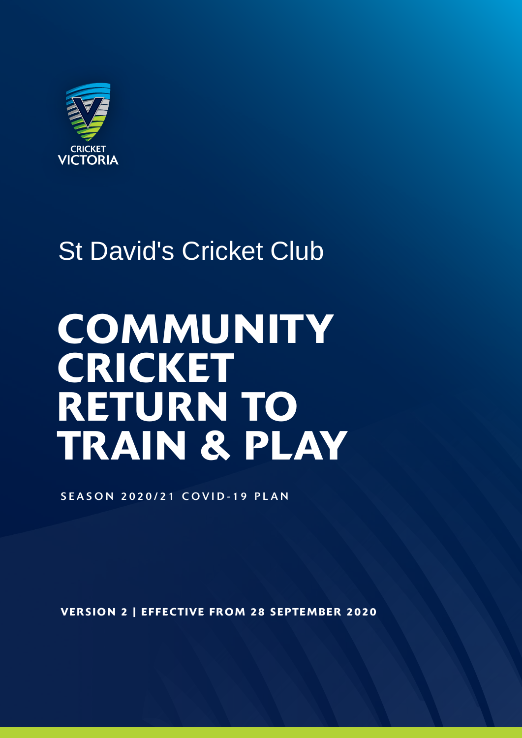CRICKET VICTORIA

St David's Cricket Club

# COMMUNITY CRICKET RETURN TO TRAIN & PLAY

SEASON 2020/21 COVID-19 PLAN

**VERSION 2 | EFFECTIVE FROM 28 SEPTEMBER 2020**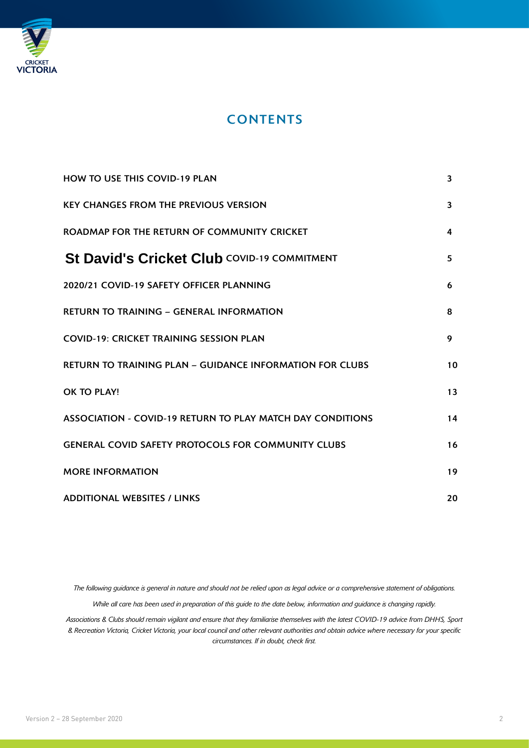# CONTENTS

| | |
|---|---|
| HOW TO USE THIS COVID-19 PLAN | 3 |
| KEY CHANGES FROM THE PREVIOUS VERSION | 3 |
| ROADMAP FOR THE RETURN OF COMMUNITY CRICKET | 4 |
| St David's Cricket Club COVID-19 COMMITMENT | 5 |
| 2020/21 COVID-19 SAFETY OFFICER PLANNING | 6 |
| RETURN TO TRAINING – GENERAL INFORMATION | 8 |
| COVID-19: CRICKET TRAINING SESSION PLAN | 9 |
| RETURN TO TRAINING PLAN – GUIDANCE INFORMATION FOR CLUBS | 10 |
| OK TO PLAY! | 13 |
| ASSOCIATION - COVID-19 RETURN TO PLAY MATCH DAY CONDITIONS | 14 |
| GENERAL COVID SAFETY PROTOCOLS FOR COMMUNITY CLUBS | 16 |
| MORE INFORMATION | 19 |
| ADDITIONAL WEBSITES / LINKS | 20 |

*The following guidance is general in nature and should not be relied upon as legal advice or a comprehensive statement of obligations.*

*While all care has been used in preparation of this guide to the date below, information and guidance is changing rapidly.*

*Associations & Clubs should remain vigilant and ensure that they familiarise themselves with the latest COVID-19 advice from DHHS, Sport & Recreation Victoria, Cricket Victoria, your local council and other relevant authorities and obtain advice where necessary for your specific circumstances. If in doubt, check first.*

Version 2 – 28 September 2020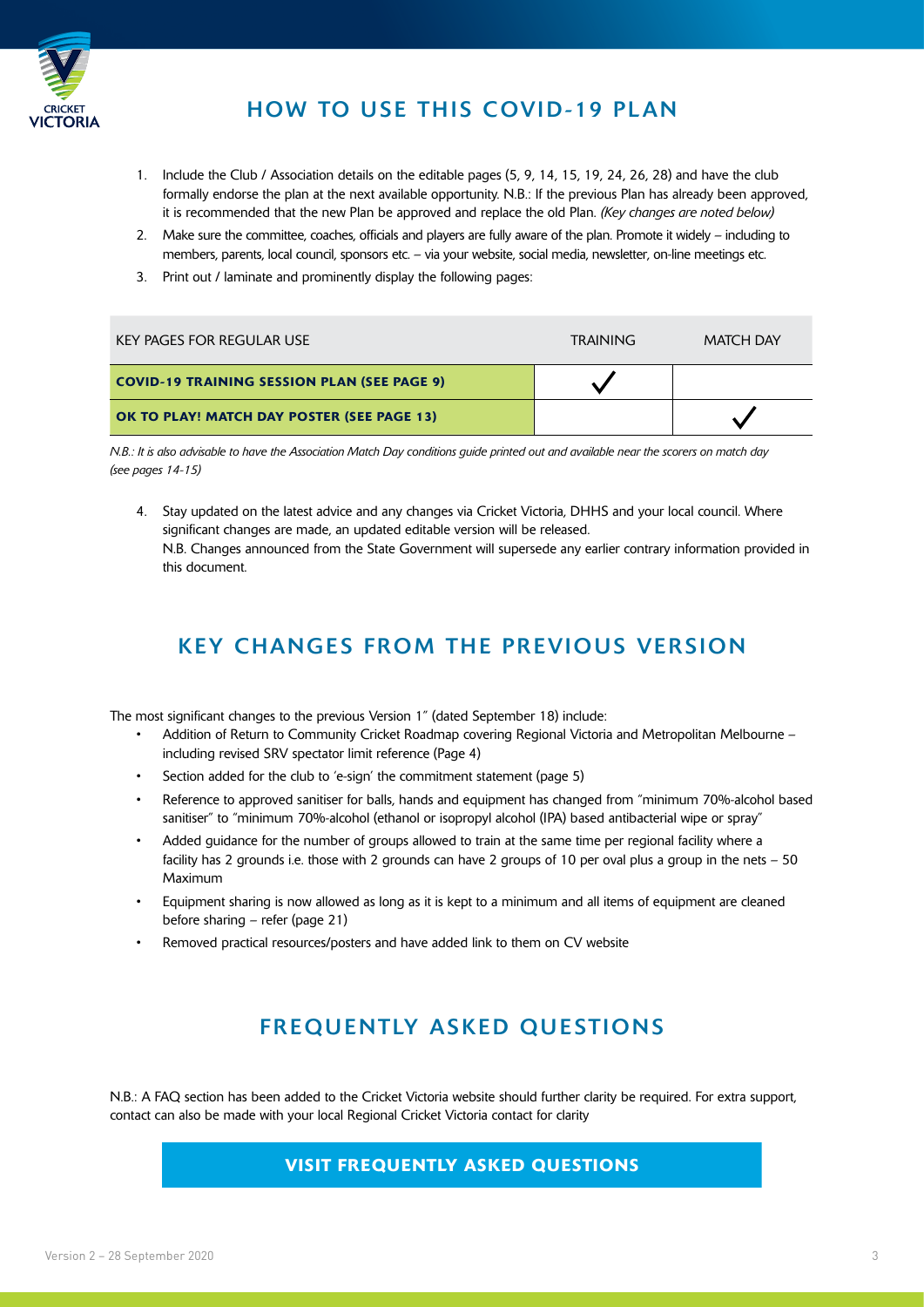## HOW TO USE THIS COVID-19 PLAN

1. Include the Club / Association details on the editable pages (5, 9, 14, 15, 19, 24, 26, 28) and have the club formally endorse the plan at the next available opportunity. N.B.: If the previous Plan has already been approved, it is recommended that the new Plan be approved and replace the old Plan. *(Key changes are noted below)*
2. Make sure the committee, coaches, officials and players are fully aware of the plan. Promote it widely – including to members, parents, local council, sponsors etc. – via your website, social media, newsletter, on-line meetings etc.
3. Print out / laminate and prominently display the following pages:

| KEY PAGES FOR REGULAR USE | TRAINING | MATCH DAY |
|---|---|---|
| **COVID-19 TRAINING SESSION PLAN (SEE PAGE 9)** | ✓ | |
| **OK TO PLAY! MATCH DAY POSTER (SEE PAGE 13)** | | ✓ |

*N.B.: It is also advisable to have the Association Match Day conditions guide printed out and available near the scorers on match day (see pages 14-15)*

4. Stay updated on the latest advice and any changes via Cricket Victoria, DHHS and your local council. Where significant changes are made, an updated editable version will be released.
   N.B. Changes announced from the State Government will supersede any earlier contrary information provided in this document.

## KEY CHANGES FROM THE PREVIOUS VERSION

The most significant changes to the previous Version 1" (dated September 18) include:

- Addition of Return to Community Cricket Roadmap covering Regional Victoria and Metropolitan Melbourne – including revised SRV spectator limit reference (Page 4)
- Section added for the club to 'e-sign' the commitment statement (page 5)
- Reference to approved sanitiser for balls, hands and equipment has changed from "minimum 70%-alcohol based sanitiser" to "minimum 70%-alcohol (ethanol or isopropyl alcohol (IPA) based antibacterial wipe or spray"
- Added guidance for the number of groups allowed to train at the same time per regional facility where a facility has 2 grounds i.e. those with 2 grounds can have 2 groups of 10 per oval plus a group in the nets – 50 Maximum
- Equipment sharing is now allowed as long as it is kept to a minimum and all items of equipment are cleaned before sharing – refer (page 21)
- Removed practical resources/posters and have added link to them on CV website

## FREQUENTLY ASKED QUESTIONS

N.B.: A FAQ section has been added to the Cricket Victoria website should further clarity be required. For extra support, contact can also be made with your local Regional Cricket Victoria contact for clarity

**VISIT FREQUENTLY ASKED QUESTIONS**

Version 2 – 28 September 2020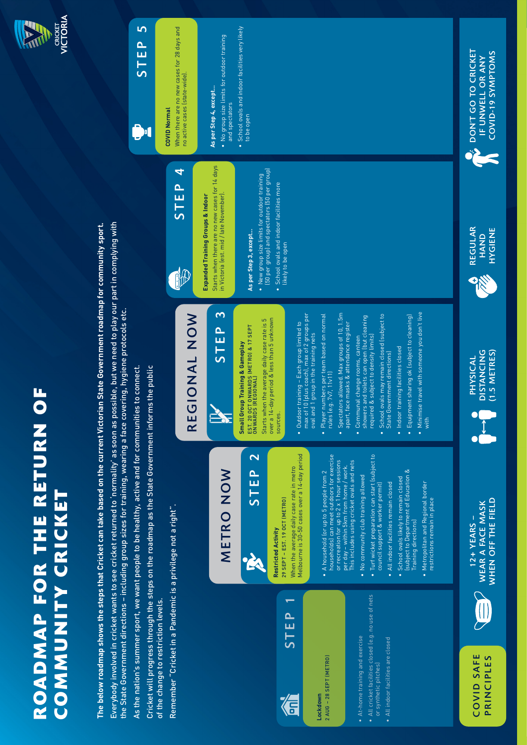# ROADMAP FOR THE RETURN OF COMMUNITY CRICKET

**The below roadmap shows the steps that Cricket can take based on the current Victorian State Government roadmap for community sport.**

Everybody involved in cricket wants to see cricket returned to 'normality' as soon as possible, but we need to play our part in complying with the State Government directions – including group sizes for training, wearing a face covering, hygiene protocols etc.

As the nation's summer sport, we want people to be healthy, active and for communities to connect.

Cricket will progress through the steps on the roadmap as the State Government informs the public of the change to restriction levels.

Remember "Cricket in a Pandemic is a privilege not a right".

## STEP 1

**Lockdown**
2 AUG – 28 SEPT (METRO)

- At-home training and exercise
- All cricket facilities closed (e.g. no use of nets or synthetic pitches)
- All indoor facilities are closed

## METRO NOW

## STEP 2

**Restricted Activity**
29 SEPT – EST. 19 OCT (METRO)
When the average daily case rate in metro Melbourne is 30-50 cases over a 14-day period

- A household (or up to 5 people from 2 households) can meet outdoors for exercise or recreation for up to 2 x 1 hour sessions per day – within 5km from home / work. This includes using cricket ovals and nets
- No community club training allowed
- Turf wicket preparation can start (subject to council support & worker permit)
- All indoor facilities remain closed
- School ovals likely to remain closed (subject to Department of Education & Training directions)
- Metropolitan and Regional border restrictions remain in place

## REGIONAL NOW

## STEP 3

**Small Group Training & Gameplay**
EST. 20 OCT ONWARDS (METRO) & 17 SEPT ONWARDS (REGIONAL)
Starts when the average daily case rate is 5 over a 14-day period & less than 5 unknown sources.

- Outdoor training – Each group limited to max of 10 (plus coach), max of 2 groups per oval and 1 group in the training nets
- Player numbers per team based on normal rules (e.g. 7v7, 11v11)
- Spectators allowed. Max groups of 10, 1.5m apart, face masks & attendance register
- Communal change rooms, canteen showers and toilets can open (but cleaning required & subject to density limits)
- School ovals may remain closed (subject to State Government directions)
- Indoor training facilities closed
- Equipment sharing ok (subject to cleaning)
- Minimise travel with someone you don't live with

## STEP 4

**Expanded Training Groups & Indoor**
Starts when there are no new cases for 14 days in Victoria (est. mid / late November).

**As per Step 3, except...**

- New group size limits for outdoor training (50 per group) and spectators (50 per group)
- School ovals and indoor facilities more likely to be open

## STEP 5

**COVID Normal**
When there are no new cases for 28 days and no active cases (state-wide).

**As per Step 4, except...**

- No group size limits for outdoor training and spectators
- School ovals and indoor facilities very likely to be open

## COVID SAFE PRINCIPLES

- 12+ YEARS – WEAR A FACE MASK WHEN OFF THE FIELD
- PHYSICAL DISTANCING (1.5 METRES)
- REGULAR HAND HYGIENE
- DON'T GO TO CRICKET IF UNWELL OR ANY COVID-19 SYMPTOMS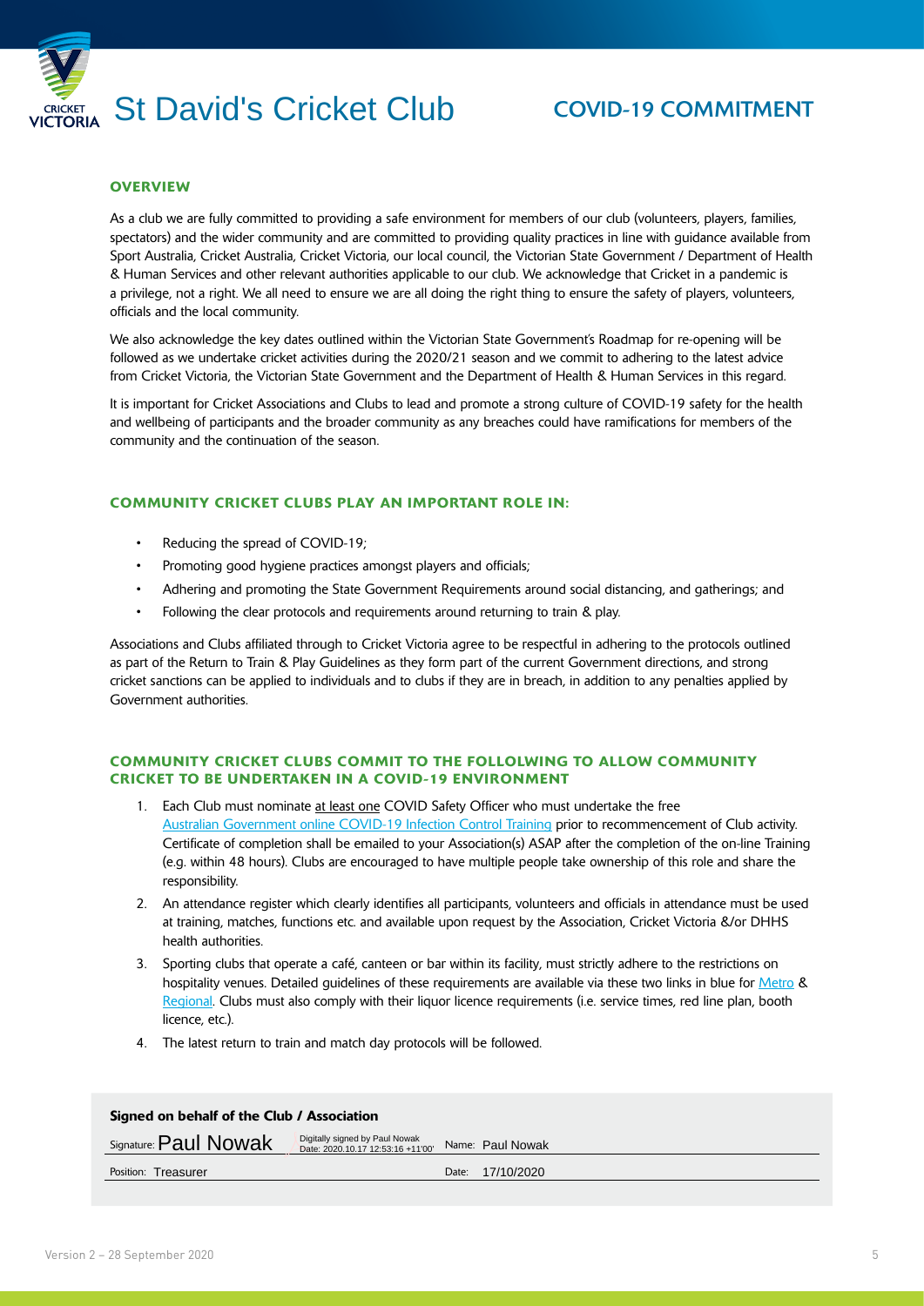# St David's Cricket Club

## COVID-19 COMMITMENT

### OVERVIEW

As a club we are fully committed to providing a safe environment for members of our club (volunteers, players, families, spectators) and the wider community and are committed to providing quality practices in line with guidance available from Sport Australia, Cricket Australia, Cricket Victoria, our local council, the Victorian State Government / Department of Health & Human Services and other relevant authorities applicable to our club. We acknowledge that Cricket in a pandemic is a privilege, not a right. We all need to ensure we are all doing the right thing to ensure the safety of players, volunteers, officials and the local community.

We also acknowledge the key dates outlined within the Victorian State Government's Roadmap for re-opening will be followed as we undertake cricket activities during the 2020/21 season and we commit to adhering to the latest advice from Cricket Victoria, the Victorian State Government and the Department of Health & Human Services in this regard.

It is important for Cricket Associations and Clubs to lead and promote a strong culture of COVID-19 safety for the health and wellbeing of participants and the broader community as any breaches could have ramifications for members of the community and the continuation of the season.

### COMMUNITY CRICKET CLUBS PLAY AN IMPORTANT ROLE IN:

- Reducing the spread of COVID-19;
- Promoting good hygiene practices amongst players and officials;
- Adhering and promoting the State Government Requirements around social distancing, and gatherings; and
- Following the clear protocols and requirements around returning to train & play.

Associations and Clubs affiliated through to Cricket Victoria agree to be respectful in adhering to the protocols outlined as part of the Return to Train & Play Guidelines as they form part of the current Government directions, and strong cricket sanctions can be applied to individuals and to clubs if they are in breach, in addition to any penalties applied by Government authorities.

### COMMUNITY CRICKET CLUBS COMMIT TO THE FOLLOLWING TO ALLOW COMMUNITY CRICKET TO BE UNDERTAKEN IN A COVID-19 ENVIRONMENT

1. Each Club must nominate at least one COVID Safety Officer who must undertake the free Australian Government online COVID-19 Infection Control Training prior to recommencement of Club activity. Certificate of completion shall be emailed to your Association(s) ASAP after the completion of the on-line Training (e.g. within 48 hours). Clubs are encouraged to have multiple people take ownership of this role and share the responsibility.
2. An attendance register which clearly identifies all participants, volunteers and officials in attendance must be used at training, matches, functions etc. and available upon request by the Association, Cricket Victoria &/or DHHS health authorities.
3. Sporting clubs that operate a café, canteen or bar within its facility, must strictly adhere to the restrictions on hospitality venues. Detailed guidelines of these requirements are available via these two links in blue for Metro & Regional. Clubs must also comply with their liquor licence requirements (i.e. service times, red line plan, booth licence, etc.).
4. The latest return to train and match day protocols will be followed.

**Signed on behalf of the Club / Association**

Signature: Paul Nowak (Digitally signed by Paul Nowak Date: 2020.10.17 12:53:16 +11'00') Name: Paul Nowak

Position: Treasurer Date: 17/10/2020

Version 2 – 28 September 2020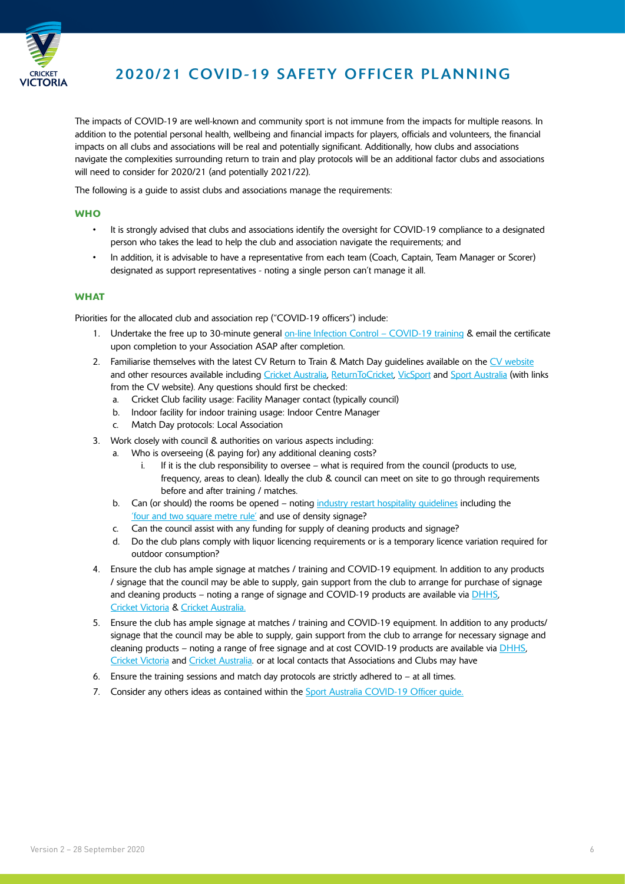# 2020/21 COVID-19 SAFETY OFFICER PLANNING

The impacts of COVID-19 are well-known and community sport is not immune from the impacts for multiple reasons. In addition to the potential personal health, wellbeing and financial impacts for players, officials and volunteers, the financial impacts on all clubs and associations will be real and potentially significant. Additionally, how clubs and associations navigate the complexities surrounding return to train and play protocols will be an additional factor clubs and associations will need to consider for 2020/21 (and potentially 2021/22).

The following is a guide to assist clubs and associations manage the requirements:

### WHO

- It is strongly advised that clubs and associations identify the oversight for COVID-19 compliance to a designated person who takes the lead to help the club and association navigate the requirements; and
- In addition, it is advisable to have a representative from each team (Coach, Captain, Team Manager or Scorer) designated as support representatives - noting a single person can't manage it all.

### WHAT

Priorities for the allocated club and association rep ("COVID-19 officers") include:

1. Undertake the free up to 30-minute general on-line Infection Control – COVID-19 training & email the certificate upon completion to your Association ASAP after completion.
2. Familiarise themselves with the latest CV Return to Train & Match Day guidelines available on the CV website and other resources available including Cricket Australia, ReturnToCricket, VicSport and Sport Australia (with links from the CV website). Any questions should first be checked:
   a. Cricket Club facility usage: Facility Manager contact (typically council)
   b. Indoor facility for indoor training usage: Indoor Centre Manager
   c. Match Day protocols: Local Association
3. Work closely with council & authorities on various aspects including:
   a. Who is overseeing (& paying for) any additional cleaning costs?
      i. If it is the club responsibility to oversee – what is required from the council (products to use, frequency, areas to clean). Ideally the club & council can meet on site to go through requirements before and after training / matches.
   b. Can (or should) the rooms be opened – noting industry restart hospitality guidelines including the 'four and two square metre rule' and use of density signage?
   c. Can the council assist with any funding for supply of cleaning products and signage?
   d. Do the club plans comply with liquor licencing requirements or is a temporary licence variation required for outdoor consumption?
4. Ensure the club has ample signage at matches / training and COVID-19 equipment. In addition to any products / signage that the council may be able to supply, gain support from the club to arrange for purchase of signage and cleaning products – noting a range of signage and COVID-19 products are available via DHHS, Cricket Victoria & Cricket Australia.
5. Ensure the club has ample signage at matches / training and COVID-19 equipment. In addition to any products/ signage that the council may be able to supply, gain support from the club to arrange for necessary signage and cleaning products – noting a range of free signage and at cost COVID-19 products are available via DHHS, Cricket Victoria and Cricket Australia. or at local contacts that Associations and Clubs may have
6. Ensure the training sessions and match day protocols are strictly adhered to – at all times.
7. Consider any others ideas as contained within the Sport Australia COVID-19 Officer guide.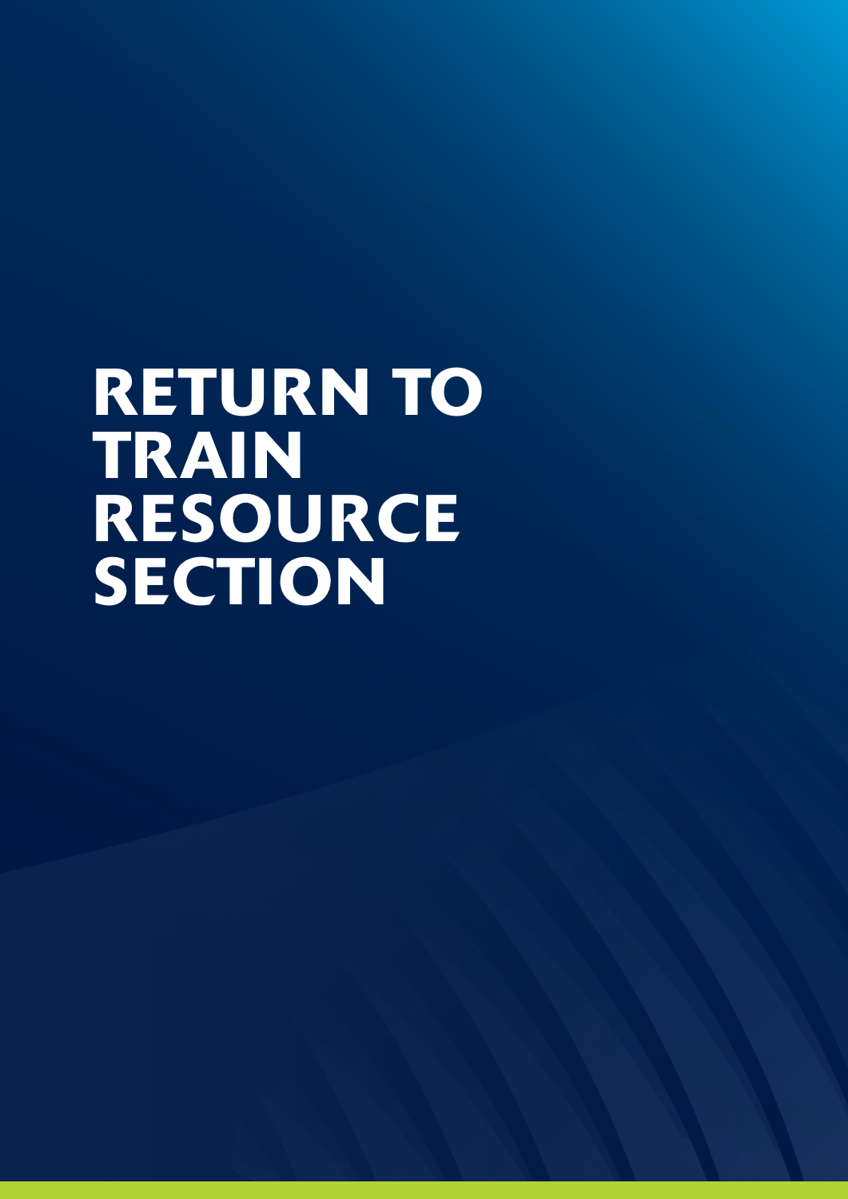# RETURN TO TRAIN RESOURCE SECTION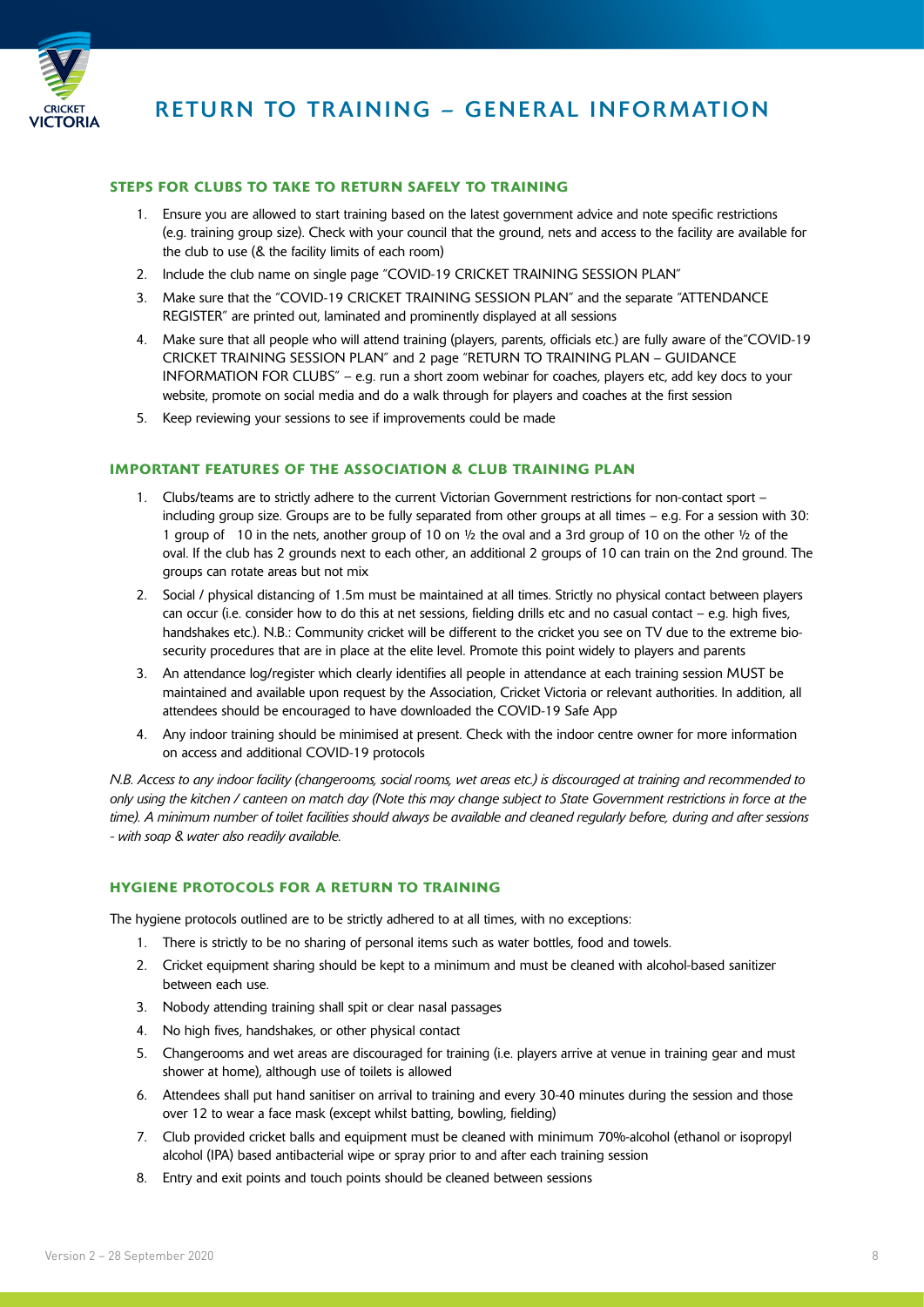# RETURN TO TRAINING – GENERAL INFORMATION

### STEPS FOR CLUBS TO TAKE TO RETURN SAFELY TO TRAINING

1. Ensure you are allowed to start training based on the latest government advice and note specific restrictions (e.g. training group size). Check with your council that the ground, nets and access to the facility are available for the club to use (& the facility limits of each room)
2. Include the club name on single page "COVID-19 CRICKET TRAINING SESSION PLAN"
3. Make sure that the "COVID-19 CRICKET TRAINING SESSION PLAN" and the separate "ATTENDANCE REGISTER" are printed out, laminated and prominently displayed at all sessions
4. Make sure that all people who will attend training (players, parents, officials etc.) are fully aware of the"COVID-19 CRICKET TRAINING SESSION PLAN" and 2 page "RETURN TO TRAINING PLAN – GUIDANCE INFORMATION FOR CLUBS" – e.g. run a short zoom webinar for coaches, players etc, add key docs to your website, promote on social media and do a walk through for players and coaches at the first session
5. Keep reviewing your sessions to see if improvements could be made

### IMPORTANT FEATURES OF THE ASSOCIATION & CLUB TRAINING PLAN

1. Clubs/teams are to strictly adhere to the current Victorian Government restrictions for non-contact sport – including group size. Groups are to be fully separated from other groups at all times – e.g. For a session with 30: 1 group of 10 in the nets, another group of 10 on ½ the oval and a 3rd group of 10 on the other ½ of the oval. If the club has 2 grounds next to each other, an additional 2 groups of 10 can train on the 2nd ground. The groups can rotate areas but not mix
2. Social / physical distancing of 1.5m must be maintained at all times. Strictly no physical contact between players can occur (i.e. consider how to do this at net sessions, fielding drills etc and no casual contact – e.g. high fives, handshakes etc.). N.B.: Community cricket will be different to the cricket you see on TV due to the extreme bio-security procedures that are in place at the elite level. Promote this point widely to players and parents
3. An attendance log/register which clearly identifies all people in attendance at each training session MUST be maintained and available upon request by the Association, Cricket Victoria or relevant authorities. In addition, all attendees should be encouraged to have downloaded the COVID-19 Safe App
4. Any indoor training should be minimised at present. Check with the indoor centre owner for more information on access and additional COVID-19 protocols

*N.B. Access to any indoor facility (changerooms, social rooms, wet areas etc.) is discouraged at training and recommended to only using the kitchen / canteen on match day (Note this may change subject to State Government restrictions in force at the time). A minimum number of toilet facilities should always be available and cleaned regularly before, during and after sessions - with soap & water also readily available.*

### HYGIENE PROTOCOLS FOR A RETURN TO TRAINING

The hygiene protocols outlined are to be strictly adhered to at all times, with no exceptions:

1. There is strictly to be no sharing of personal items such as water bottles, food and towels.
2. Cricket equipment sharing should be kept to a minimum and must be cleaned with alcohol-based sanitizer between each use.
3. Nobody attending training shall spit or clear nasal passages
4. No high fives, handshakes, or other physical contact
5. Changerooms and wet areas are discouraged for training (i.e. players arrive at venue in training gear and must shower at home), although use of toilets is allowed
6. Attendees shall put hand sanitiser on arrival to training and every 30-40 minutes during the session and those over 12 to wear a face mask (except whilst batting, bowling, fielding)
7. Club provided cricket balls and equipment must be cleaned with minimum 70%-alcohol (ethanol or isopropyl alcohol (IPA) based antibacterial wipe or spray prior to and after each training session
8. Entry and exit points and touch points should be cleaned between sessions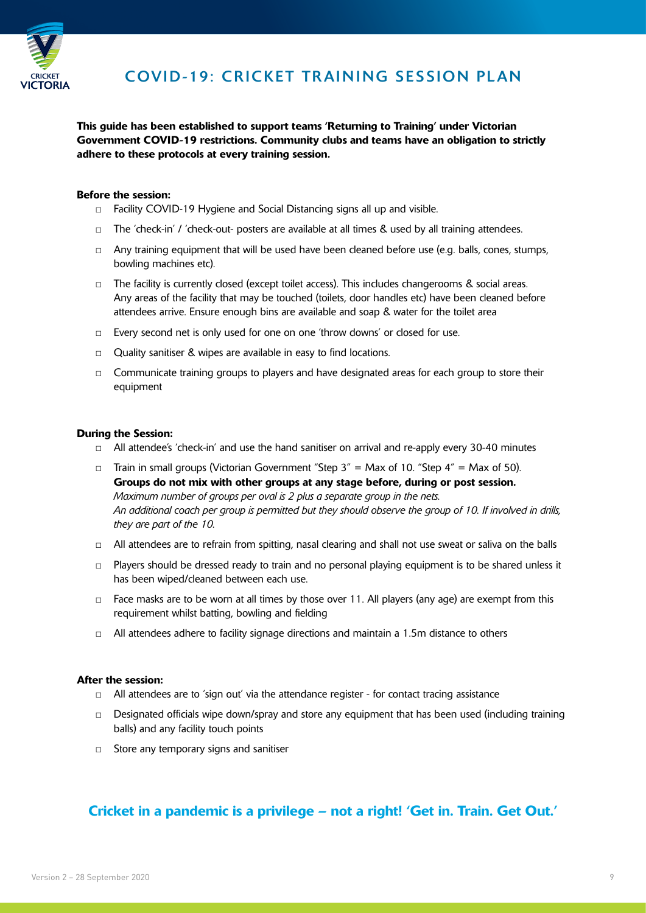# COVID-19: CRICKET TRAINING SESSION PLAN

**This guide has been established to support teams 'Returning to Training' under Victorian Government COVID-19 restrictions. Community clubs and teams have an obligation to strictly adhere to these protocols at every training session.**

**Before the session:**

- ☐ Facility COVID-19 Hygiene and Social Distancing signs all up and visible.
- ☐ The 'check-in' / 'check-out- posters are available at all times & used by all training attendees.
- ☐ Any training equipment that will be used have been cleaned before use (e.g. balls, cones, stumps, bowling machines etc).
- ☐ The facility is currently closed (except toilet access). This includes changerooms & social areas. Any areas of the facility that may be touched (toilets, door handles etc) have been cleaned before attendees arrive. Ensure enough bins are available and soap & water for the toilet area
- ☐ Every second net is only used for one on one 'throw downs' or closed for use.
- ☐ Quality sanitiser & wipes are available in easy to find locations.
- ☐ Communicate training groups to players and have designated areas for each group to store their equipment

**During the Session:**

- ☐ All attendee's 'check-in' and use the hand sanitiser on arrival and re-apply every 30-40 minutes
- ☐ Train in small groups (Victorian Government "Step 3" = Max of 10. "Step 4" = Max of 50).
  **Groups do not mix with other groups at any stage before, during or post session.**
  *Maximum number of groups per oval is 2 plus a separate group in the nets.*
  *An additional coach per group is permitted but they should observe the group of 10. If involved in drills, they are part of the 10.*
- ☐ All attendees are to refrain from spitting, nasal clearing and shall not use sweat or saliva on the balls
- ☐ Players should be dressed ready to train and no personal playing equipment is to be shared unless it has been wiped/cleaned between each use.
- ☐ Face masks are to be worn at all times by those over 11. All players (any age) are exempt from this requirement whilst batting, bowling and fielding
- ☐ All attendees adhere to facility signage directions and maintain a 1.5m distance to others

**After the session:**

- ☐ All attendees are to 'sign out' via the attendance register - for contact tracing assistance
- ☐ Designated officials wipe down/spray and store any equipment that has been used (including training balls) and any facility touch points
- ☐ Store any temporary signs and sanitiser

**Cricket in a pandemic is a privilege – not a right! 'Get in. Train. Get Out.'**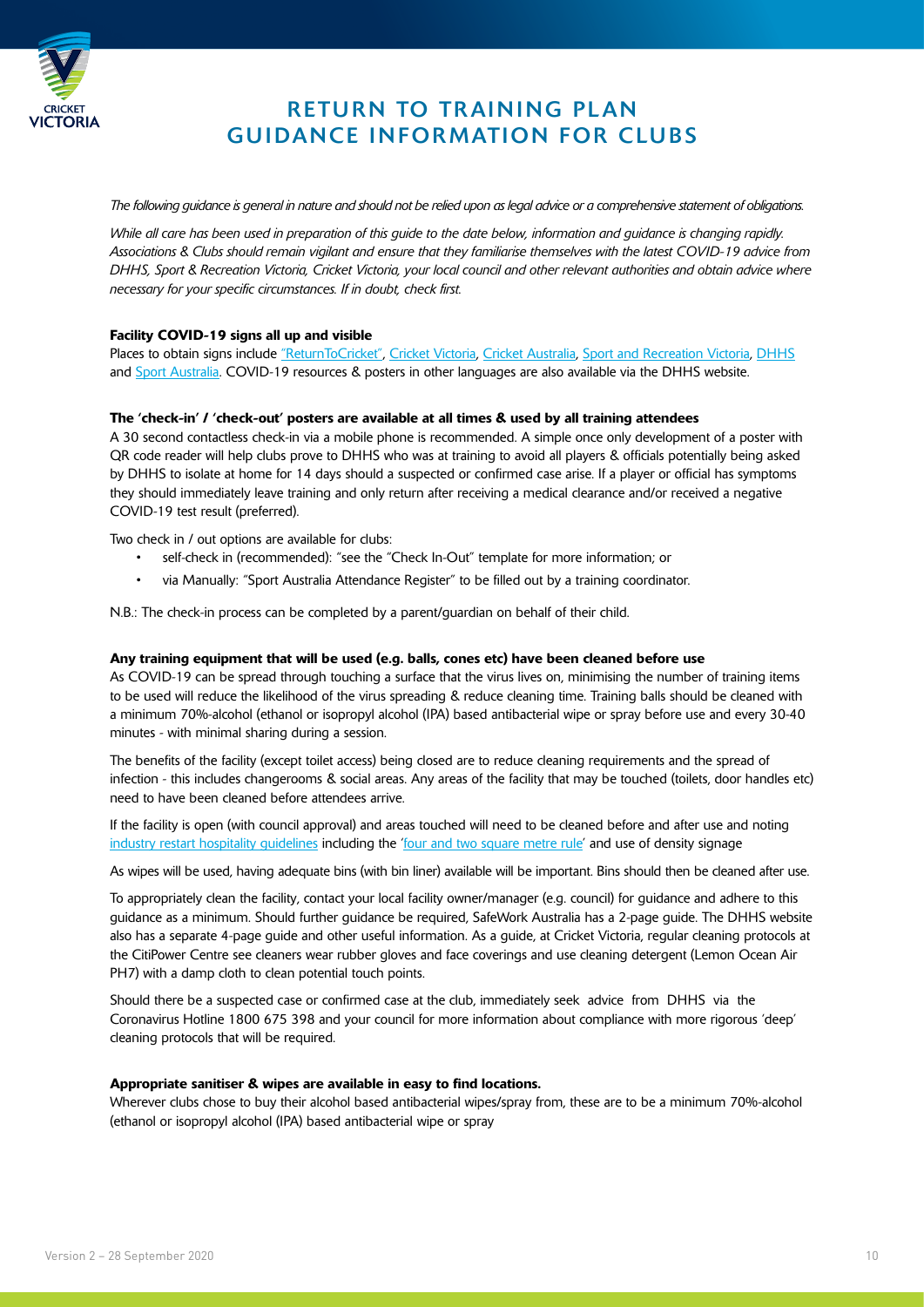# RETURN TO TRAINING PLAN GUIDANCE INFORMATION FOR CLUBS

*The following guidance is general in nature and should not be relied upon as legal advice or a comprehensive statement of obligations.*

*While all care has been used in preparation of this guide to the date below, information and guidance is changing rapidly. Associations & Clubs should remain vigilant and ensure that they familiarise themselves with the latest COVID-19 advice from DHHS, Sport & Recreation Victoria, Cricket Victoria, your local council and other relevant authorities and obtain advice where necessary for your specific circumstances. If in doubt, check first.*

**Facility COVID-19 signs all up and visible**

Places to obtain signs include "ReturnToCricket", Cricket Victoria, Cricket Australia, Sport and Recreation Victoria, DHHS and Sport Australia. COVID-19 resources & posters in other languages are also available via the DHHS website.

**The 'check-in' / 'check-out' posters are available at all times & used by all training attendees**

A 30 second contactless check-in via a mobile phone is recommended. A simple once only development of a poster with QR code reader will help clubs prove to DHHS who was at training to avoid all players & officials potentially being asked by DHHS to isolate at home for 14 days should a suspected or confirmed case arise. If a player or official has symptoms they should immediately leave training and only return after receiving a medical clearance and/or received a negative COVID-19 test result (preferred).

Two check in / out options are available for clubs:

- self-check in (recommended): "see the "Check In-Out" template for more information; or
- via Manually: "Sport Australia Attendance Register" to be filled out by a training coordinator.

N.B.: The check-in process can be completed by a parent/guardian on behalf of their child.

**Any training equipment that will be used (e.g. balls, cones etc) have been cleaned before use**

As COVID-19 can be spread through touching a surface that the virus lives on, minimising the number of training items to be used will reduce the likelihood of the virus spreading & reduce cleaning time. Training balls should be cleaned with a minimum 70%-alcohol (ethanol or isopropyl alcohol (IPA) based antibacterial wipe or spray before use and every 30-40 minutes - with minimal sharing during a session.

The benefits of the facility (except toilet access) being closed are to reduce cleaning requirements and the spread of infection - this includes changerooms & social areas. Any areas of the facility that may be touched (toilets, door handles etc) need to have been cleaned before attendees arrive.

If the facility is open (with council approval) and areas touched will need to be cleaned before and after use and noting industry restart hospitality guidelines including the 'four and two square metre rule' and use of density signage

As wipes will be used, having adequate bins (with bin liner) available will be important. Bins should then be cleaned after use.

To appropriately clean the facility, contact your local facility owner/manager (e.g. council) for guidance and adhere to this guidance as a minimum. Should further guidance be required, SafeWork Australia has a 2-page guide. The DHHS website also has a separate 4-page guide and other useful information. As a guide, at Cricket Victoria, regular cleaning protocols at the CitiPower Centre see cleaners wear rubber gloves and face coverings and use cleaning detergent (Lemon Ocean Air PH7) with a damp cloth to clean potential touch points.

Should there be a suspected case or confirmed case at the club, immediately seek advice from DHHS via the Coronavirus Hotline 1800 675 398 and your council for more information about compliance with more rigorous 'deep' cleaning protocols that will be required.

**Appropriate sanitiser & wipes are available in easy to find locations.**

Wherever clubs chose to buy their alcohol based antibacterial wipes/spray from, these are to be a minimum 70%-alcohol (ethanol or isopropyl alcohol (IPA) based antibacterial wipe or spray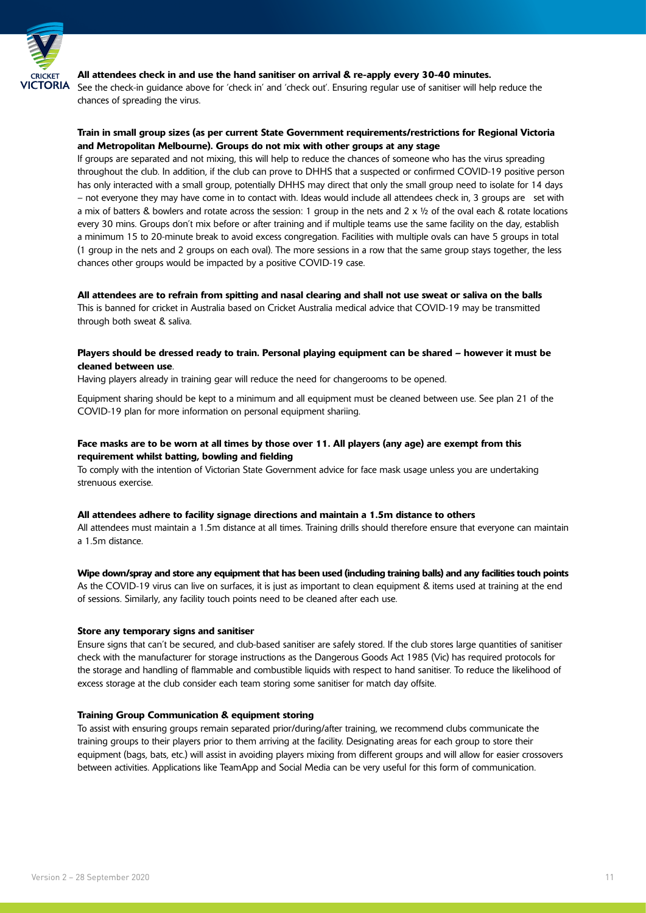**All attendees check in and use the hand sanitiser on arrival & re-apply every 30-40 minutes.**

See the check-in guidance above for 'check in' and 'check out'. Ensuring regular use of sanitiser will help reduce the chances of spreading the virus.

**Train in small group sizes (as per current State Government requirements/restrictions for Regional Victoria and Metropolitan Melbourne). Groups do not mix with other groups at any stage**

If groups are separated and not mixing, this will help to reduce the chances of someone who has the virus spreading throughout the club. In addition, if the club can prove to DHHS that a suspected or confirmed COVID-19 positive person has only interacted with a small group, potentially DHHS may direct that only the small group need to isolate for 14 days – not everyone they may have come in to contact with. Ideas would include all attendees check in, 3 groups are set with a mix of batters & bowlers and rotate across the session: 1 group in the nets and 2 x ½ of the oval each & rotate locations every 30 mins. Groups don't mix before or after training and if multiple teams use the same facility on the day, establish a minimum 15 to 20-minute break to avoid excess congregation. Facilities with multiple ovals can have 5 groups in total (1 group in the nets and 2 groups on each oval). The more sessions in a row that the same group stays together, the less chances other groups would be impacted by a positive COVID-19 case.

**All attendees are to refrain from spitting and nasal clearing and shall not use sweat or saliva on the balls**

This is banned for cricket in Australia based on Cricket Australia medical advice that COVID-19 may be transmitted through both sweat & saliva.

**Players should be dressed ready to train. Personal playing equipment can be shared – however it must be cleaned between use**.

Having players already in training gear will reduce the need for changerooms to be opened.

Equipment sharing should be kept to a minimum and all equipment must be cleaned between use. See plan 21 of the COVID-19 plan for more information on personal equipment shariing.

**Face masks are to be worn at all times by those over 11. All players (any age) are exempt from this requirement whilst batting, bowling and fielding**

To comply with the intention of Victorian State Government advice for face mask usage unless you are undertaking strenuous exercise.

**All attendees adhere to facility signage directions and maintain a 1.5m distance to others**

All attendees must maintain a 1.5m distance at all times. Training drills should therefore ensure that everyone can maintain a 1.5m distance.

**Wipe down/spray and store any equipment that has been used (including training balls) and any facilities touch points**

As the COVID-19 virus can live on surfaces, it is just as important to clean equipment & items used at training at the end of sessions. Similarly, any facility touch points need to be cleaned after each use.

**Store any temporary signs and sanitiser**

Ensure signs that can't be secured, and club-based sanitiser are safely stored. If the club stores large quantities of sanitiser check with the manufacturer for storage instructions as the Dangerous Goods Act 1985 (Vic) has required protocols for the storage and handling of flammable and combustible liquids with respect to hand sanitiser. To reduce the likelihood of excess storage at the club consider each team storing some sanitiser for match day offsite.

**Training Group Communication & equipment storing**

To assist with ensuring groups remain separated prior/during/after training, we recommend clubs communicate the training groups to their players prior to them arriving at the facility. Designating areas for each group to store their equipment (bags, bats, etc.) will assist in avoiding players mixing from different groups and will allow for easier crossovers between activities. Applications like TeamApp and Social Media can be very useful for this form of communication.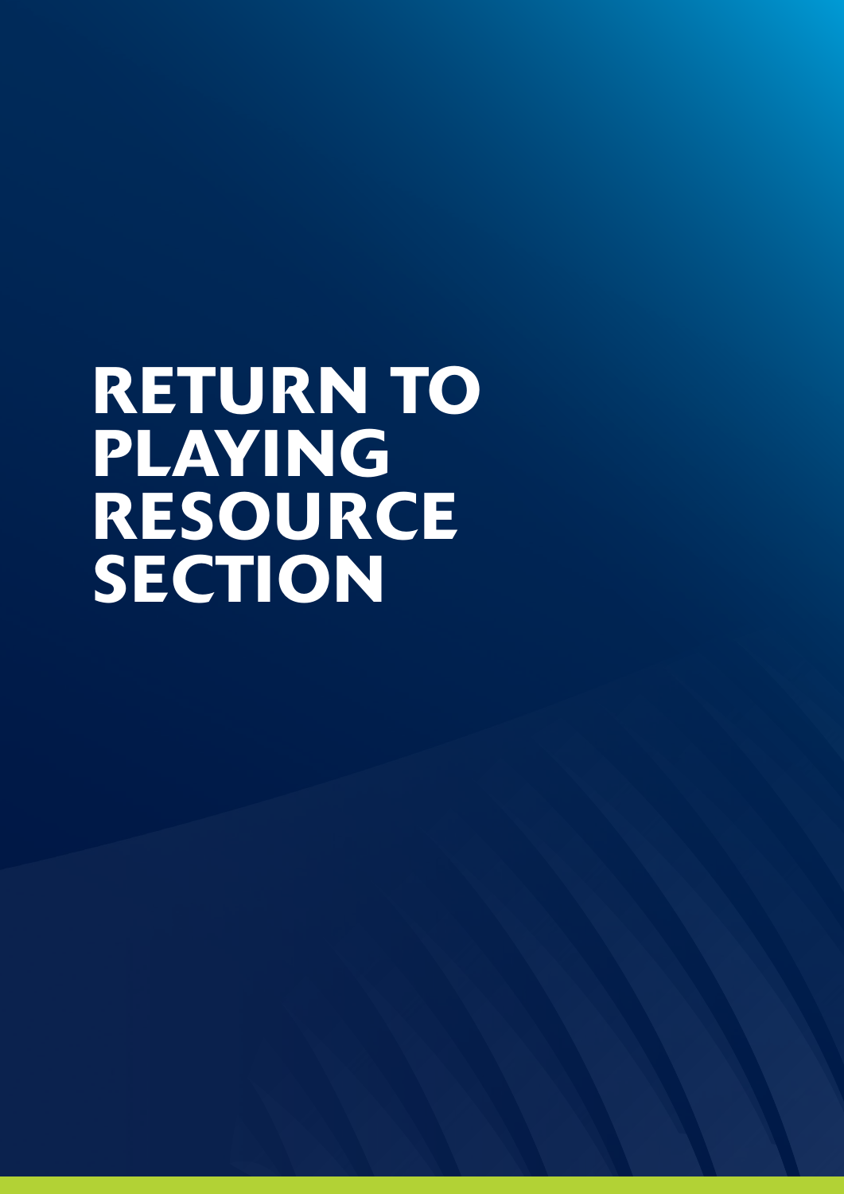# RETURN TO PLAYING RESOURCE SECTION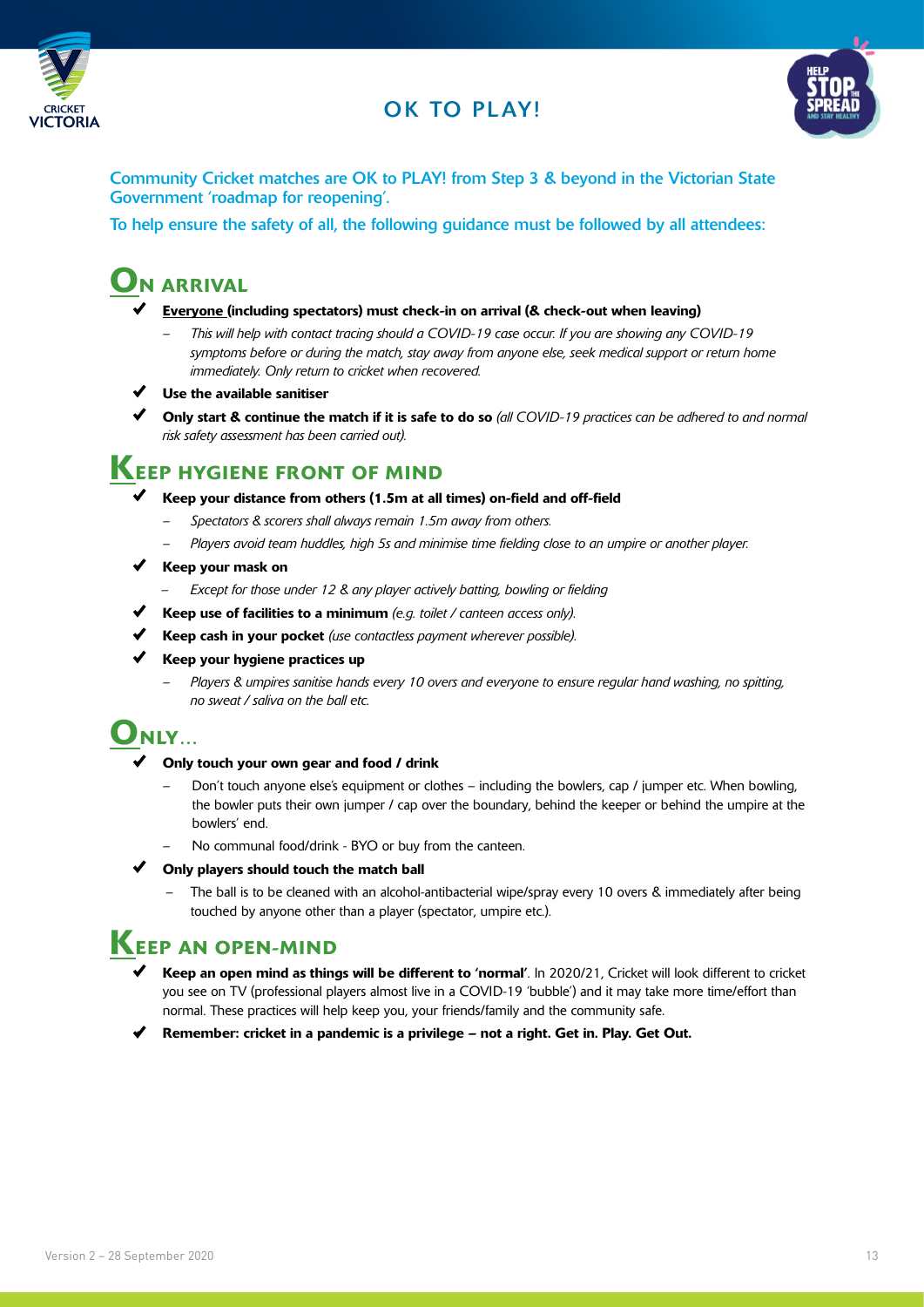# OK TO PLAY!

Community Cricket matches are OK to PLAY! from Step 3 & beyond in the Victorian State Government 'roadmap for reopening'.

To help ensure the safety of all, the following guidance must be followed by all attendees:

## ON ARRIVAL

- ✔ **Everyone (including spectators) must check-in on arrival (& check-out when leaving)**
  - *This will help with contact tracing should a COVID-19 case occur. If you are showing any COVID-19 symptoms before or during the match, stay away from anyone else, seek medical support or return home immediately. Only return to cricket when recovered.*
- ✔ **Use the available sanitiser**
- ✔ **Only start & continue the match if it is safe to do so** *(all COVID-19 practices can be adhered to and normal risk safety assessment has been carried out).*

## KEEP HYGIENE FRONT OF MIND

- ✔ **Keep your distance from others (1.5m at all times) on-field and off-field**
  - *Spectators & scorers shall always remain 1.5m away from others.*
  - *Players avoid team huddles, high 5s and minimise time fielding close to an umpire or another player.*
- ✔ **Keep your mask on**
  - *Except for those under 12 & any player actively batting, bowling or fielding*
- ✔ **Keep use of facilities to a minimum** *(e.g. toilet / canteen access only).*
- ✔ **Keep cash in your pocket** *(use contactless payment wherever possible).*
- ✔ **Keep your hygiene practices up**
  - *Players & umpires sanitise hands every 10 overs and everyone to ensure regular hand washing, no spitting, no sweat / saliva on the ball etc.*

## ONLY...

- ✔ **Only touch your own gear and food / drink**
  - Don't touch anyone else's equipment or clothes – including the bowlers, cap / jumper etc. When bowling, the bowler puts their own jumper / cap over the boundary, behind the keeper or behind the umpire at the bowlers' end.
  - No communal food/drink - BYO or buy from the canteen.
- ✔ **Only players should touch the match ball**
  - The ball is to be cleaned with an alcohol-antibacterial wipe/spray every 10 overs & immediately after being touched by anyone other than a player (spectator, umpire etc.).

## KEEP AN OPEN-MIND

- ✔ **Keep an open mind as things will be different to 'normal'**. In 2020/21, Cricket will look different to cricket you see on TV (professional players almost live in a COVID-19 'bubble') and it may take more time/effort than normal. These practices will help keep you, your friends/family and the community safe.
- ✔ **Remember: cricket in a pandemic is a privilege – not a right. Get in. Play. Get Out.**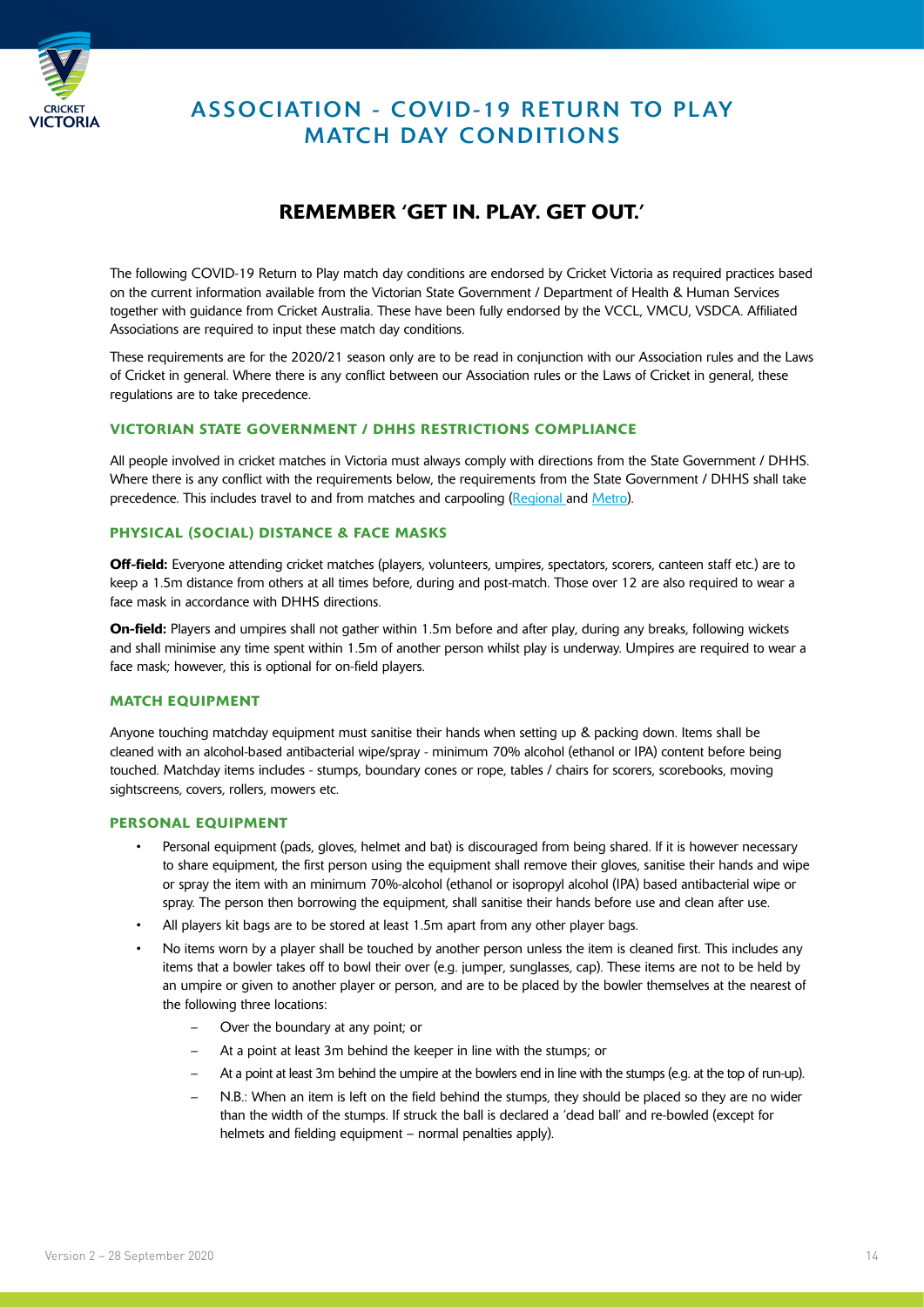# ASSOCIATION - COVID-19 RETURN TO PLAY MATCH DAY CONDITIONS

## REMEMBER 'GET IN. PLAY. GET OUT.'

The following COVID-19 Return to Play match day conditions are endorsed by Cricket Victoria as required practices based on the current information available from the Victorian State Government / Department of Health & Human Services together with guidance from Cricket Australia. These have been fully endorsed by the VCCL, VMCU, VSDCA. Affiliated Associations are required to input these match day conditions.

These requirements are for the 2020/21 season only are to be read in conjunction with our Association rules and the Laws of Cricket in general. Where there is any conflict between our Association rules or the Laws of Cricket in general, these regulations are to take precedence.

### VICTORIAN STATE GOVERNMENT / DHHS RESTRICTIONS COMPLIANCE

All people involved in cricket matches in Victoria must always comply with directions from the State Government / DHHS. Where there is any conflict with the requirements below, the requirements from the State Government / DHHS shall take precedence. This includes travel to and from matches and carpooling (Regional and Metro).

### PHYSICAL (SOCIAL) DISTANCE & FACE MASKS

**Off-field:** Everyone attending cricket matches (players, volunteers, umpires, spectators, scorers, canteen staff etc.) are to keep a 1.5m distance from others at all times before, during and post-match. Those over 12 are also required to wear a face mask in accordance with DHHS directions.

**On-field:** Players and umpires shall not gather within 1.5m before and after play, during any breaks, following wickets and shall minimise any time spent within 1.5m of another person whilst play is underway. Umpires are required to wear a face mask; however, this is optional for on-field players.

### MATCH EQUIPMENT

Anyone touching matchday equipment must sanitise their hands when setting up & packing down. Items shall be cleaned with an alcohol-based antibacterial wipe/spray - minimum 70% alcohol (ethanol or IPA) content before being touched. Matchday items includes - stumps, boundary cones or rope, tables / chairs for scorers, scorebooks, moving sightscreens, covers, rollers, mowers etc.

### PERSONAL EQUIPMENT

- Personal equipment (pads, gloves, helmet and bat) is discouraged from being shared. If it is however necessary to share equipment, the first person using the equipment shall remove their gloves, sanitise their hands and wipe or spray the item with an minimum 70%-alcohol (ethanol or isopropyl alcohol (IPA) based antibacterial wipe or spray. The person then borrowing the equipment, shall sanitise their hands before use and clean after use.
- All players kit bags are to be stored at least 1.5m apart from any other player bags.
- No items worn by a player shall be touched by another person unless the item is cleaned first. This includes any items that a bowler takes off to bowl their over (e.g. jumper, sunglasses, cap). These items are not to be held by an umpire or given to another player or person, and are to be placed by the bowler themselves at the nearest of the following three locations:
  - Over the boundary at any point; or
  - At a point at least 3m behind the keeper in line with the stumps; or
  - At a point at least 3m behind the umpire at the bowlers end in line with the stumps (e.g. at the top of run-up).
  - N.B.: When an item is left on the field behind the stumps, they should be placed so they are no wider than the width of the stumps. If struck the ball is declared a 'dead ball' and re-bowled (except for helmets and fielding equipment – normal penalties apply).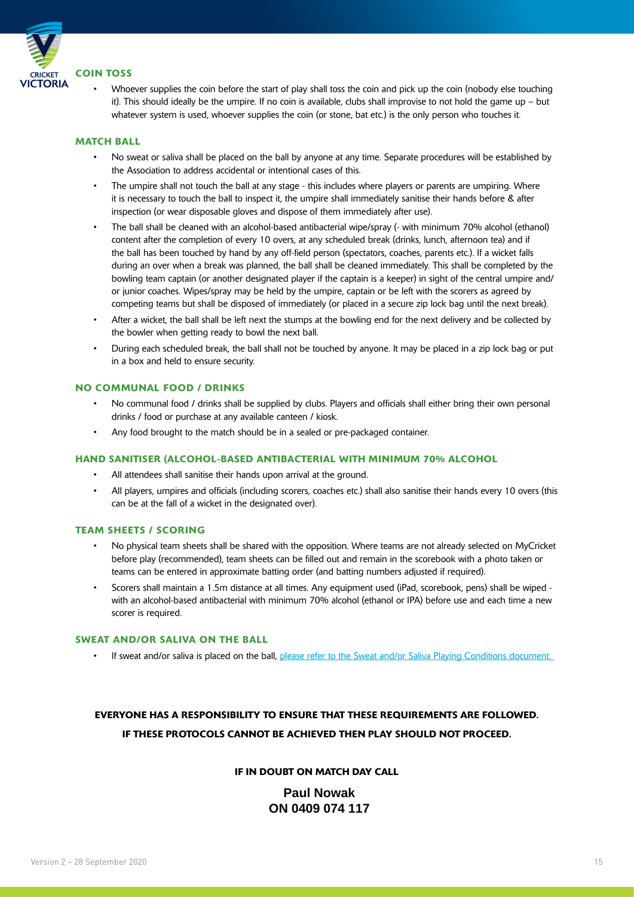## COIN TOSS

- Whoever supplies the coin before the start of play shall toss the coin and pick up the coin (nobody else touching it). This should ideally be the umpire. If no coin is available, clubs shall improvise to not hold the game up – but whatever system is used, whoever supplies the coin (or stone, bat etc.) is the only person who touches it.

## MATCH BALL

- No sweat or saliva shall be placed on the ball by anyone at any time. Separate procedures will be established by the Association to address accidental or intentional cases of this.
- The umpire shall not touch the ball at any stage - this includes where players or parents are umpiring. Where it is necessary to touch the ball to inspect it, the umpire shall immediately sanitise their hands before & after inspection (or wear disposable gloves and dispose of them immediately after use).
- The ball shall be cleaned with an alcohol-based antibacterial wipe/spray (- with minimum 70% alcohol (ethanol) content after the completion of every 10 overs, at any scheduled break (drinks, lunch, afternoon tea) and if the ball has been touched by hand by any off-field person (spectators, coaches, parents etc.). If a wicket falls during an over when a break was planned, the ball shall be cleaned immediately. This shall be completed by the bowling team captain (or another designated player if the captain is a keeper) in sight of the central umpire and/or junior coaches. Wipes/spray may be held by the umpire, captain or be left with the scorers as agreed by competing teams but shall be disposed of immediately (or placed in a secure zip lock bag until the next break).
- After a wicket, the ball shall be left next the stumps at the bowling end for the next delivery and be collected by the bowler when getting ready to bowl the next ball.
- During each scheduled break, the ball shall not be touched by anyone. It may be placed in a zip lock bag or put in a box and held to ensure security.

## NO COMMUNAL FOOD / DRINKS

- No communal food / drinks shall be supplied by clubs. Players and officials shall either bring their own personal drinks / food or purchase at any available canteen / kiosk.
- Any food brought to the match should be in a sealed or pre-packaged container.

## HAND SANITISER (ALCOHOL-BASED ANTIBACTERIAL WITH MINIMUM 70% ALCOHOL

- All attendees shall sanitise their hands upon arrival at the ground.
- All players, umpires and officials (including scorers, coaches etc.) shall also sanitise their hands every 10 overs (this can be at the fall of a wicket in the designated over).

## TEAM SHEETS / SCORING

- No physical team sheets shall be shared with the opposition. Where teams are not already selected on MyCricket before play (recommended), team sheets can be filled out and remain in the scorebook with a photo taken or teams can be entered in approximate batting order (and batting numbers adjusted if required).
- Scorers shall maintain a 1.5m distance at all times. Any equipment used (iPad, scorebook, pens) shall be wiped - with an alcohol-based antibacterial with minimum 70% alcohol (ethanol or IPA) before use and each time a new scorer is required.

## SWEAT AND/OR SALIVA ON THE BALL

- If sweat and/or saliva is placed on the ball, please refer to the Sweat and/or Saliva Playing Conditions document.

**EVERYONE HAS A RESPONSIBILITY TO ENSURE THAT THESE REQUIREMENTS ARE FOLLOWED.**

**IF THESE PROTOCOLS CANNOT BE ACHIEVED THEN PLAY SHOULD NOT PROCEED.**

**IF IN DOUBT ON MATCH DAY CALL**

**Paul Nowak**
**ON 0409 074 117**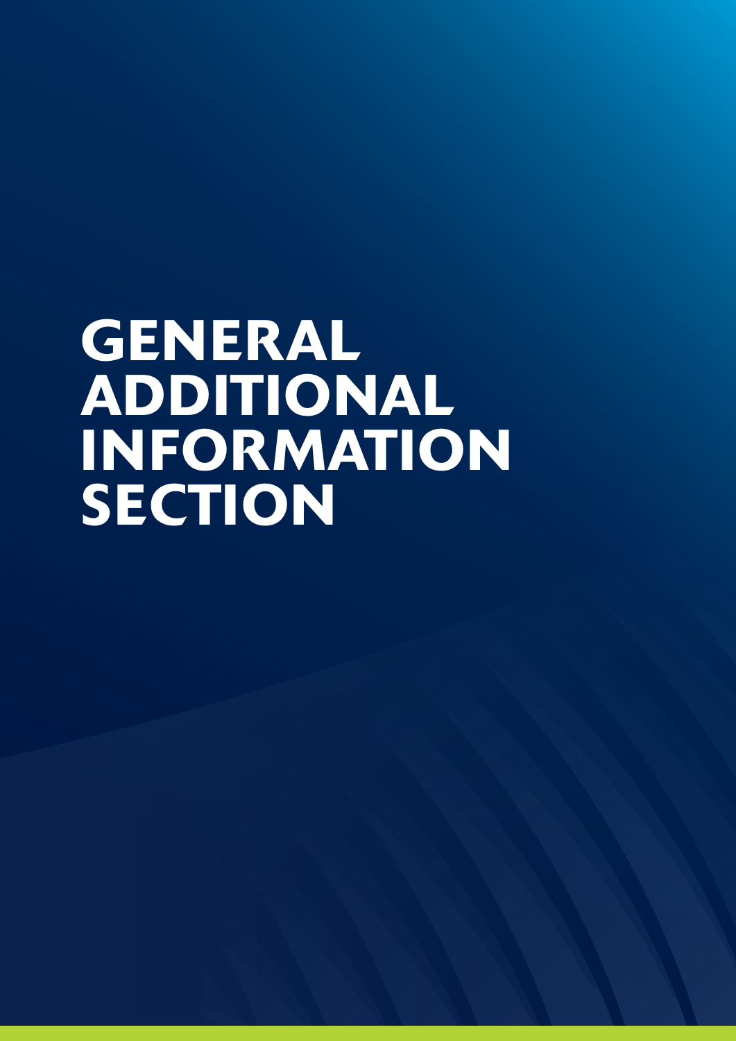# GENERAL ADDITIONAL INFORMATION SECTION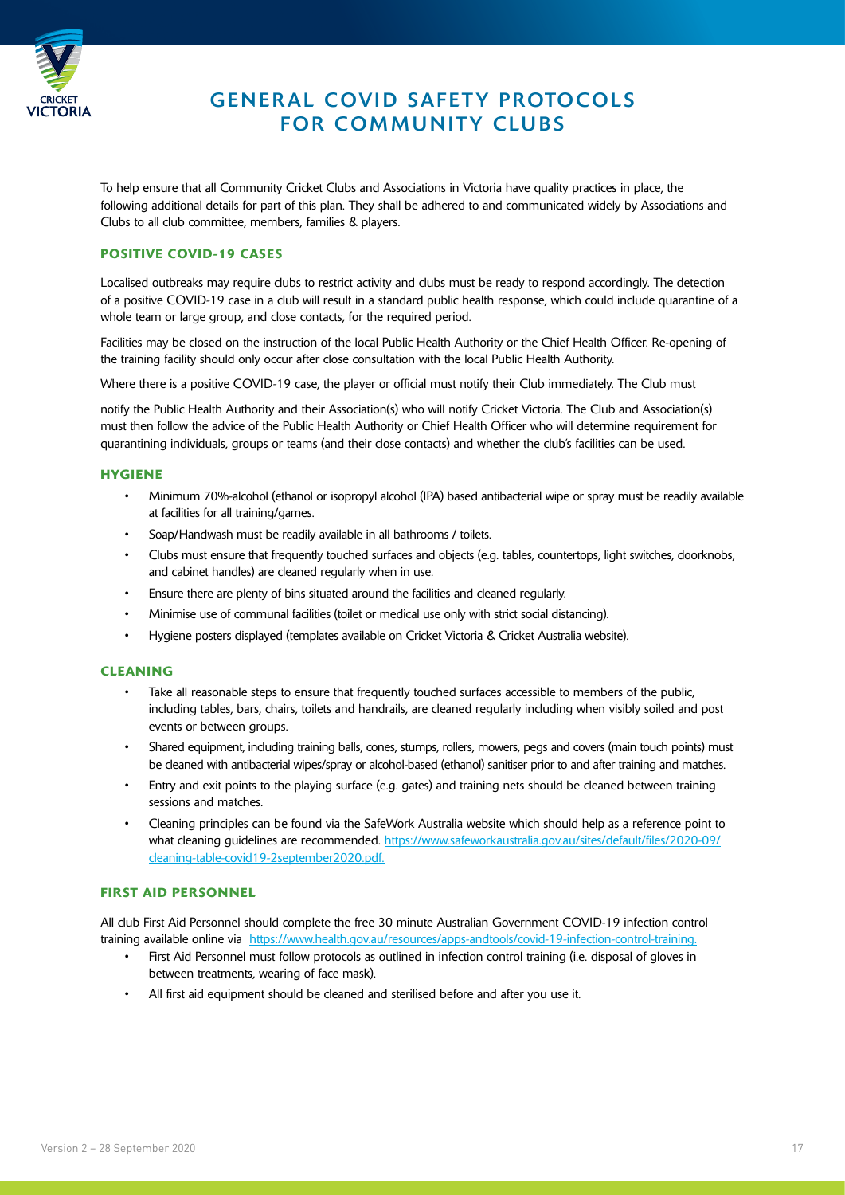# GENERAL COVID SAFETY PROTOCOLS FOR COMMUNITY CLUBS

To help ensure that all Community Cricket Clubs and Associations in Victoria have quality practices in place, the following additional details for part of this plan. They shall be adhered to and communicated widely by Associations and Clubs to all club committee, members, families & players.

## POSITIVE COVID-19 CASES

Localised outbreaks may require clubs to restrict activity and clubs must be ready to respond accordingly. The detection of a positive COVID-19 case in a club will result in a standard public health response, which could include quarantine of a whole team or large group, and close contacts, for the required period.

Facilities may be closed on the instruction of the local Public Health Authority or the Chief Health Officer. Re-opening of the training facility should only occur after close consultation with the local Public Health Authority.

Where there is a positive COVID-19 case, the player or official must notify their Club immediately. The Club must

notify the Public Health Authority and their Association(s) who will notify Cricket Victoria. The Club and Association(s) must then follow the advice of the Public Health Authority or Chief Health Officer who will determine requirement for quarantining individuals, groups or teams (and their close contacts) and whether the club's facilities can be used.

## HYGIENE

- Minimum 70%-alcohol (ethanol or isopropyl alcohol (IPA) based antibacterial wipe or spray must be readily available at facilities for all training/games.
- Soap/Handwash must be readily available in all bathrooms / toilets.
- Clubs must ensure that frequently touched surfaces and objects (e.g. tables, countertops, light switches, doorknobs, and cabinet handles) are cleaned regularly when in use.
- Ensure there are plenty of bins situated around the facilities and cleaned regularly.
- Minimise use of communal facilities (toilet or medical use only with strict social distancing).
- Hygiene posters displayed (templates available on Cricket Victoria & Cricket Australia website).

## CLEANING

- Take all reasonable steps to ensure that frequently touched surfaces accessible to members of the public, including tables, bars, chairs, toilets and handrails, are cleaned regularly including when visibly soiled and post events or between groups.
- Shared equipment, including training balls, cones, stumps, rollers, mowers, pegs and covers (main touch points) must be cleaned with antibacterial wipes/spray or alcohol-based (ethanol) sanitiser prior to and after training and matches.
- Entry and exit points to the playing surface (e.g. gates) and training nets should be cleaned between training sessions and matches.
- Cleaning principles can be found via the SafeWork Australia website which should help as a reference point to what cleaning guidelines are recommended. https://www.safeworkaustralia.gov.au/sites/default/files/2020-09/cleaning-table-covid19-2september2020.pdf.

## FIRST AID PERSONNEL

All club First Aid Personnel should complete the free 30 minute Australian Government COVID-19 infection control training available online via https://www.health.gov.au/resources/apps-andtools/covid-19-infection-control-training.

- First Aid Personnel must follow protocols as outlined in infection control training (i.e. disposal of gloves in between treatments, wearing of face mask).
- All first aid equipment should be cleaned and sterilised before and after you use it.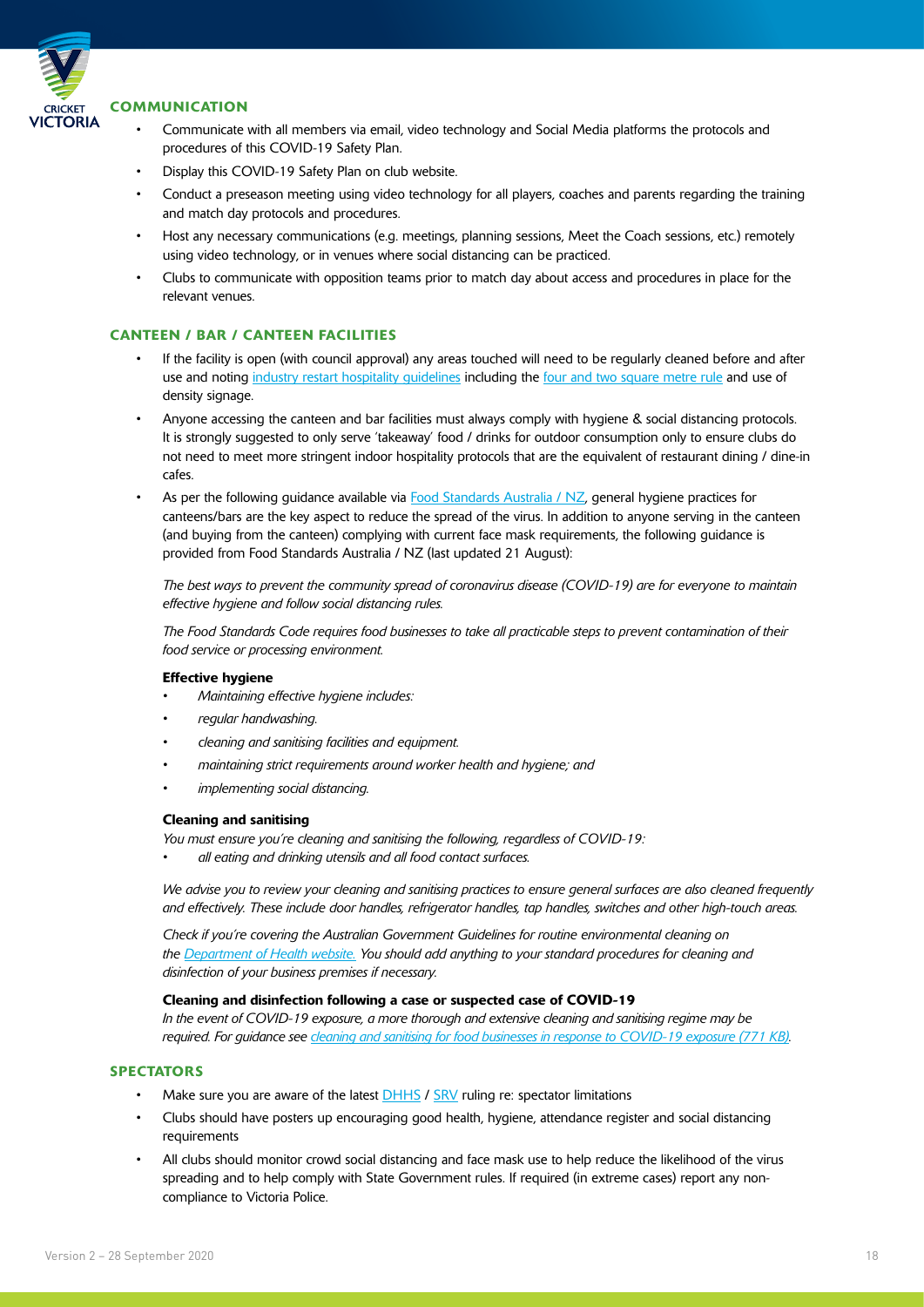## COMMUNICATION

- Communicate with all members via email, video technology and Social Media platforms the protocols and procedures of this COVID-19 Safety Plan.
- Display this COVID-19 Safety Plan on club website.
- Conduct a preseason meeting using video technology for all players, coaches and parents regarding the training and match day protocols and procedures.
- Host any necessary communications (e.g. meetings, planning sessions, Meet the Coach sessions, etc.) remotely using video technology, or in venues where social distancing can be practiced.
- Clubs to communicate with opposition teams prior to match day about access and procedures in place for the relevant venues.

## CANTEEN / BAR / CANTEEN FACILITIES

- If the facility is open (with council approval) any areas touched will need to be regularly cleaned before and after use and noting industry restart hospitality guidelines including the four and two square metre rule and use of density signage.
- Anyone accessing the canteen and bar facilities must always comply with hygiene & social distancing protocols. It is strongly suggested to only serve 'takeaway' food / drinks for outdoor consumption only to ensure clubs do not need to meet more stringent indoor hospitality protocols that are the equivalent of restaurant dining / dine-in cafes.
- As per the following guidance available via Food Standards Australia / NZ, general hygiene practices for canteens/bars are the key aspect to reduce the spread of the virus. In addition to anyone serving in the canteen (and buying from the canteen) complying with current face mask requirements, the following guidance is provided from Food Standards Australia / NZ (last updated 21 August):

  *The best ways to prevent the community spread of coronavirus disease (COVID-19) are for everyone to maintain effective hygiene and follow social distancing rules.*

  *The Food Standards Code requires food businesses to take all practicable steps to prevent contamination of their food service or processing environment.*

  **Effective hygiene**

  - *Maintaining effective hygiene includes:*
  - *regular handwashing.*
  - *cleaning and sanitising facilities and equipment.*
  - *maintaining strict requirements around worker health and hygiene; and*
  - *implementing social distancing.*

  **Cleaning and sanitising**

  *You must ensure you're cleaning and sanitising the following, regardless of COVID-19:*

  - *all eating and drinking utensils and all food contact surfaces.*

  *We advise you to review your cleaning and sanitising practices to ensure general surfaces are also cleaned frequently and effectively. These include door handles, refrigerator handles, tap handles, switches and other high-touch areas.*

  *Check if you're covering the Australian Government Guidelines for routine environmental cleaning on the Department of Health website. You should add anything to your standard procedures for cleaning and disinfection of your business premises if necessary.*

  **Cleaning and disinfection following a case or suspected case of COVID-19**

  *In the event of COVID-19 exposure, a more thorough and extensive cleaning and sanitising regime may be required. For guidance see cleaning and sanitising for food businesses in response to COVID-19 exposure (771 KB).*

## SPECTATORS

- Make sure you are aware of the latest DHHS / SRV ruling re: spectator limitations
- Clubs should have posters up encouraging good health, hygiene, attendance register and social distancing requirements
- All clubs should monitor crowd social distancing and face mask use to help reduce the likelihood of the virus spreading and to help comply with State Government rules. If required (in extreme cases) report any non-compliance to Victoria Police.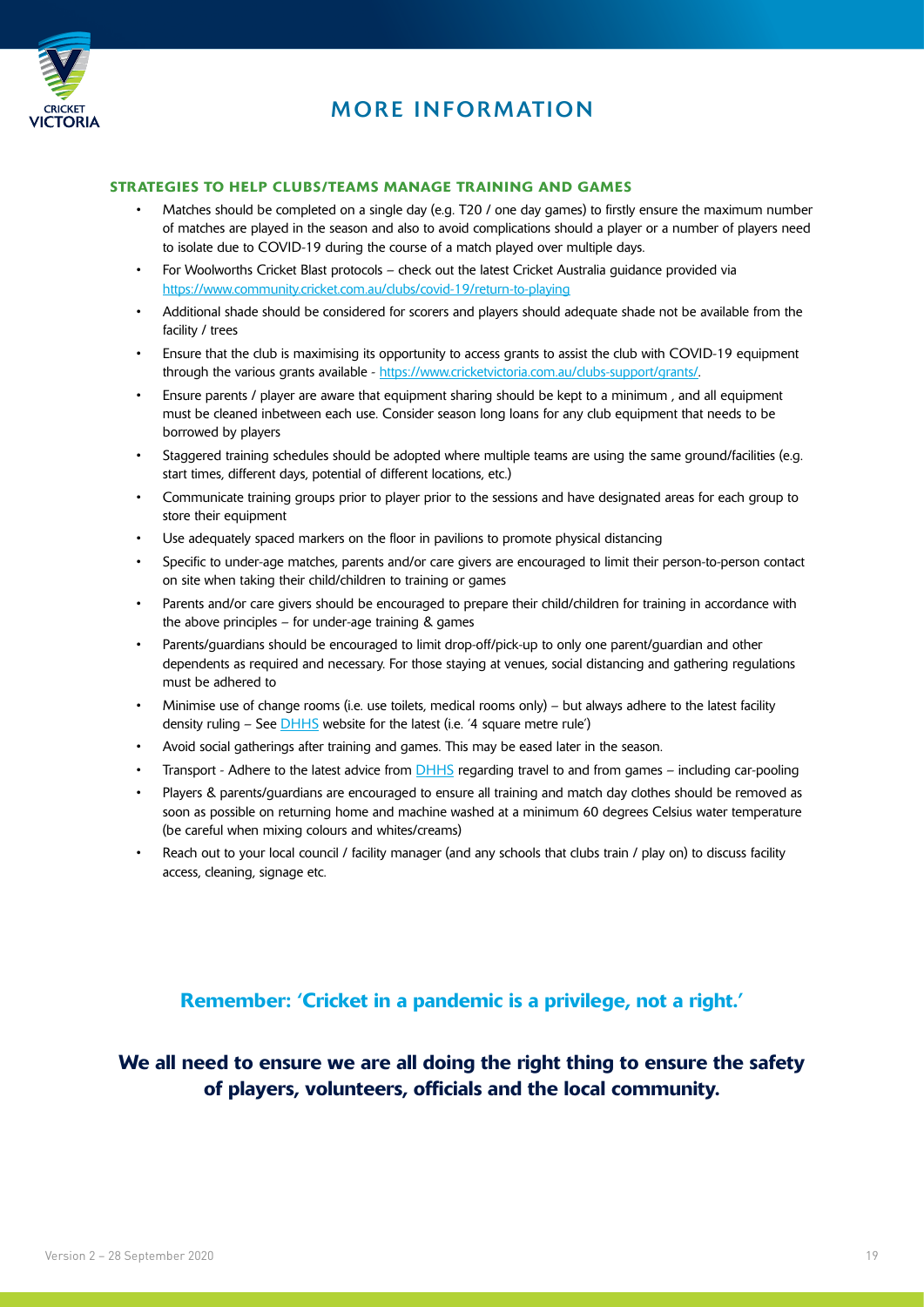# MORE INFORMATION

### STRATEGIES TO HELP CLUBS/TEAMS MANAGE TRAINING AND GAMES

- Matches should be completed on a single day (e.g. T20 / one day games) to firstly ensure the maximum number of matches are played in the season and also to avoid complications should a player or a number of players need to isolate due to COVID-19 during the course of a match played over multiple days.
- For Woolworths Cricket Blast protocols – check out the latest Cricket Australia guidance provided via [https://www.community.cricket.com.au/clubs/covid-19/return-to-playing](https://www.community.cricket.com.au/clubs/covid-19/return-to-playing)
- Additional shade should be considered for scorers and players should adequate shade not be available from the facility / trees
- Ensure that the club is maximising its opportunity to access grants to assist the club with COVID-19 equipment through the various grants available - [https://www.cricketvictoria.com.au/clubs-support/grants/](https://www.cricketvictoria.com.au/clubs-support/grants/).
- Ensure parents / player are aware that equipment sharing should be kept to a minimum , and all equipment must be cleaned inbetween each use. Consider season long loans for any club equipment that needs to be borrowed by players
- Staggered training schedules should be adopted where multiple teams are using the same ground/facilities (e.g. start times, different days, potential of different locations, etc.)
- Communicate training groups prior to player prior to the sessions and have designated areas for each group to store their equipment
- Use adequately spaced markers on the floor in pavilions to promote physical distancing
- Specific to under-age matches, parents and/or care givers are encouraged to limit their person-to-person contact on site when taking their child/children to training or games
- Parents and/or care givers should be encouraged to prepare their child/children for training in accordance with the above principles – for under-age training & games
- Parents/guardians should be encouraged to limit drop-off/pick-up to only one parent/guardian and other dependents as required and necessary. For those staying at venues, social distancing and gathering regulations must be adhered to
- Minimise use of change rooms (i.e. use toilets, medical rooms only) – but always adhere to the latest facility density ruling – See DHHS website for the latest (i.e. '4 square metre rule')
- Avoid social gatherings after training and games. This may be eased later in the season.
- Transport - Adhere to the latest advice from DHHS regarding travel to and from games – including car-pooling
- Players & parents/guardians are encouraged to ensure all training and match day clothes should be removed as soon as possible on returning home and machine washed at a minimum 60 degrees Celsius water temperature (be careful when mixing colours and whites/creams)
- Reach out to your local council / facility manager (and any schools that clubs train / play on) to discuss facility access, cleaning, signage etc.

**Remember: 'Cricket in a pandemic is a privilege, not a right.'**

**We all need to ensure we are all doing the right thing to ensure the safety of players, volunteers, officials and the local community.**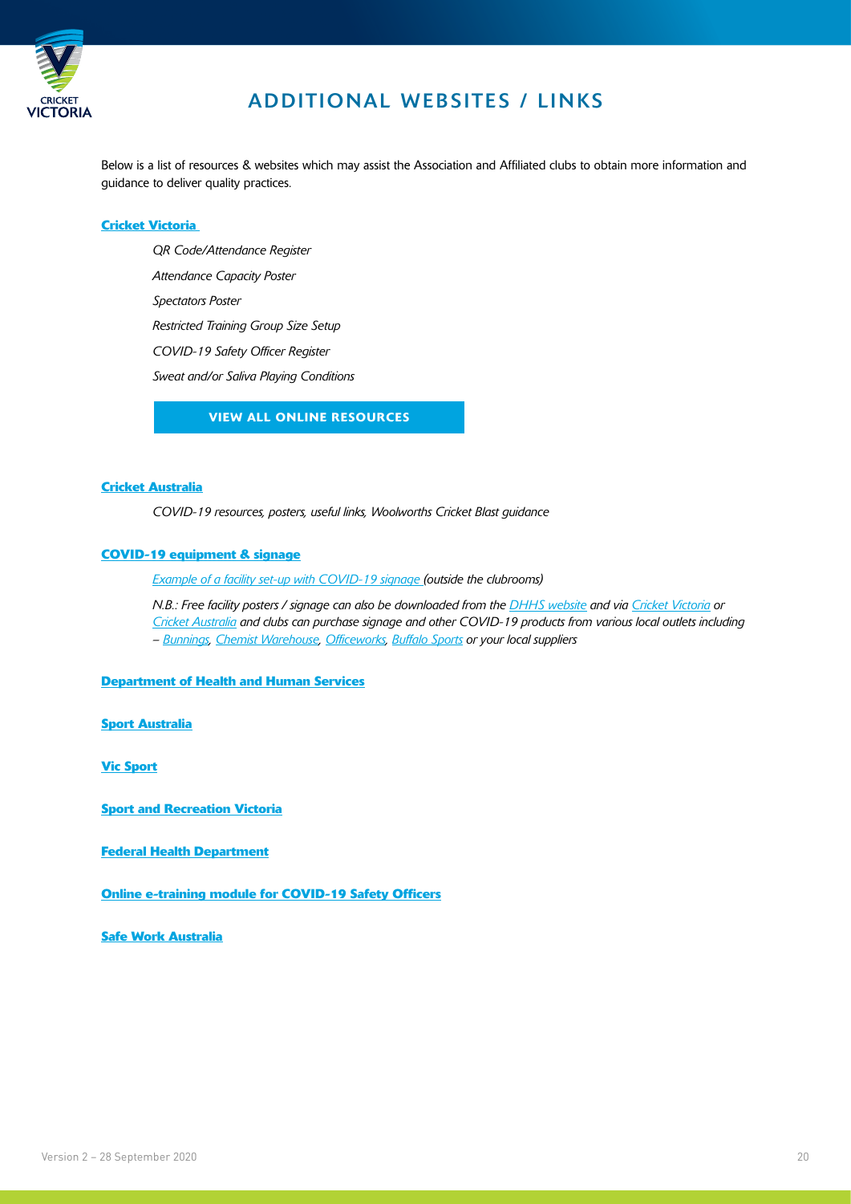# ADDITIONAL WEBSITES / LINKS

Below is a list of resources & websites which may assist the Association and Affiliated clubs to obtain more information and guidance to deliver quality practices.

**Cricket Victoria**

*QR Code/Attendance Register*

*Attendance Capacity Poster*

*Spectators Poster*

*Restricted Training Group Size Setup*

*COVID-19 Safety Officer Register*

*Sweat and/or Saliva Playing Conditions*

**VIEW ALL ONLINE RESOURCES**

**Cricket Australia**

*COVID-19 resources, posters, useful links, Woolworths Cricket Blast guidance*

**COVID-19 equipment & signage**

*Example of a facility set-up with COVID-19 signage (outside the clubrooms)*

*N.B.: Free facility posters / signage can also be downloaded from the DHHS website and via Cricket Victoria or Cricket Australia and clubs can purchase signage and other COVID-19 products from various local outlets including – Bunnings, Chemist Warehouse, Officeworks, Buffalo Sports or your local suppliers*

**Department of Health and Human Services**

**Sport Australia**

**Vic Sport**

**Sport and Recreation Victoria**

**Federal Health Department**

**Online e-training module for COVID-19 Safety Officers**

**Safe Work Australia**

Version 2 – 28 September 2020